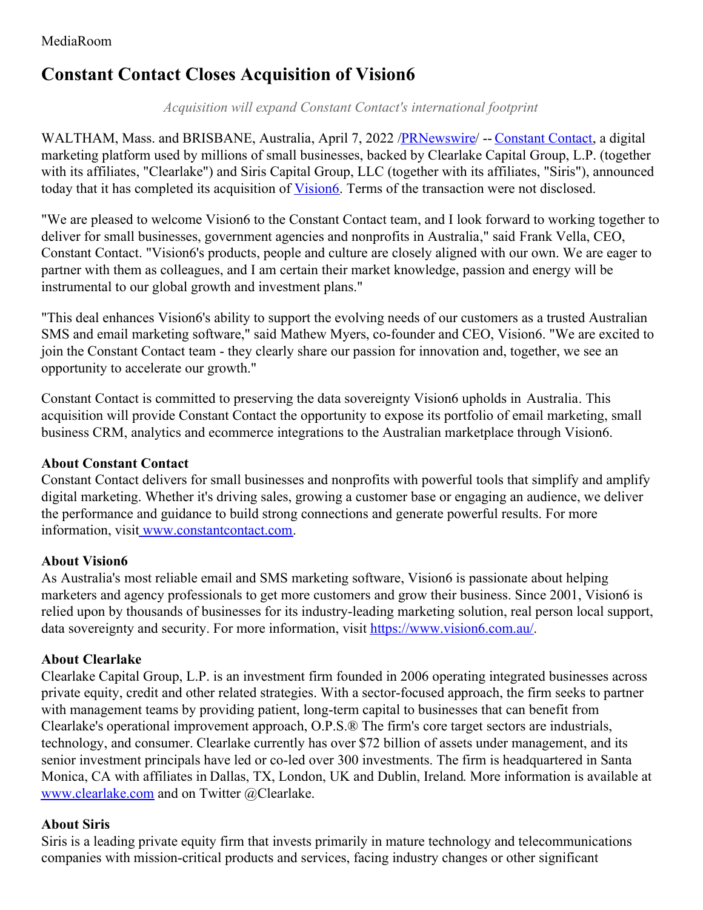MediaRoom

# Constant Contact Closes Acquisition of Vision6

*Acquisition will expand Constant Contact's international footprint*

WALTHAM, Mass. and BRISBANE, Australia, April 7, 2022 /PRNewswire/ -- Constant Contact, a digital marketing platform used by millions of small businesses, backed by Clearlake Capital Group, L.P. (together with its affiliates, "Clearlake") and Siris Capital Group, LLC (together with its affiliates, "Siris"), announced today that it has completed its acquisition of Vision6. Terms of the transaction were not disclosed.

"We are pleased to welcome Vision6 to the Constant Contact team, and I look forward to working together to deliver for small businesses, government agencies and nonprofits in Australia," said Frank Vella, CEO, Constant Contact. "Vision6's products, people and culture are closely aligned with our own. We are eager to partner with them as colleagues, and I am certain their market knowledge, passion and energy will be instrumental to our global growth and investment plans."

"This deal enhances Vision6's ability to support the evolving needs of our customers as a trusted Australian SMS and email marketing software," said Mathew Myers, co-founder and CEO, Vision6. "We are excited to join the Constant Contact team - they clearly share our passion for innovation and, together, we see an opportunity to accelerate our growth."

Constant Contact is committed to preserving the data sovereignty Vision6 upholds in Australia. This acquisition will provide Constant Contact the opportunity to expose its portfolio of email marketing, small business CRM, analytics and ecommerce integrations to the Australian marketplace through Vision6.

**About Constant Contact**
Constant Contact delivers for small businesses and nonprofits with powerful tools that simplify and amplify digital marketing. Whether it's driving sales, growing a customer base or engaging an audience, we deliver the performance and guidance to build strong connections and generate powerful results. For more information, visit www.constantcontact.com.

**About Vision6**
As Australia's most reliable email and SMS marketing software, Vision6 is passionate about helping marketers and agency professionals to get more customers and grow their business. Since 2001, Vision6 is relied upon by thousands of businesses for its industry-leading marketing solution, real person local support, data sovereignty and security. For more information, visit https://www.vision6.com.au/.

**About Clearlake**
Clearlake Capital Group, L.P. is an investment firm founded in 2006 operating integrated businesses across private equity, credit and other related strategies. With a sector-focused approach, the firm seeks to partner with management teams by providing patient, long-term capital to businesses that can benefit from Clearlake's operational improvement approach, O.P.S.® The firm's core target sectors are industrials, technology, and consumer. Clearlake currently has over $72 billion of assets under management, and its senior investment principals have led or co-led over 300 investments. The firm is headquartered in Santa Monica, CA with affiliates in Dallas, TX, London, UK and Dublin, Ireland. More information is available at www.clearlake.com and on Twitter @Clearlake.

**About Siris**
Siris is a leading private equity firm that invests primarily in mature technology and telecommunications companies with mission-critical products and services, facing industry changes or other significant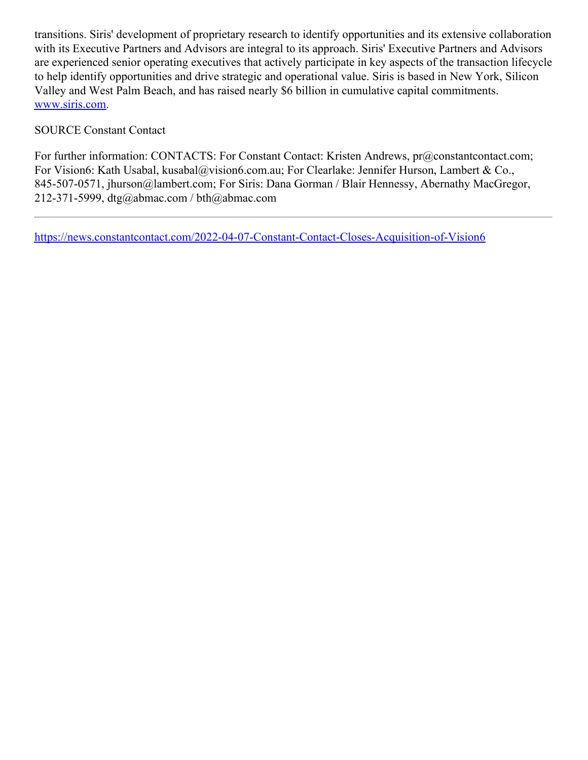transitions. Siris' development of proprietary research to identify opportunities and its extensive collaboration with its Executive Partners and Advisors are integral to its approach. Siris' Executive Partners and Advisors are experienced senior operating executives that actively participate in key aspects of the transaction lifecycle to help identify opportunities and drive strategic and operational value. Siris is based in New York, Silicon Valley and West Palm Beach, and has raised nearly $6 billion in cumulative capital commitments. [www.siris.com](http://www.siris.com).

SOURCE Constant Contact

For further information: CONTACTS: For Constant Contact: Kristen Andrews, pr@constantcontact.com; For Vision6: Kath Usabal, kusabal@vision6.com.au; For Clearlake: Jennifer Hurson, Lambert & Co., 845-507-0571, jhurson@lambert.com; For Siris: Dana Gorman / Blair Hennessy, Abernathy MacGregor, 212-371-5999, dtg@abmac.com / bth@abmac.com

---

<https://news.constantcontact.com/2022-04-07-Constant-Contact-Closes-Acquisition-of-Vision6>